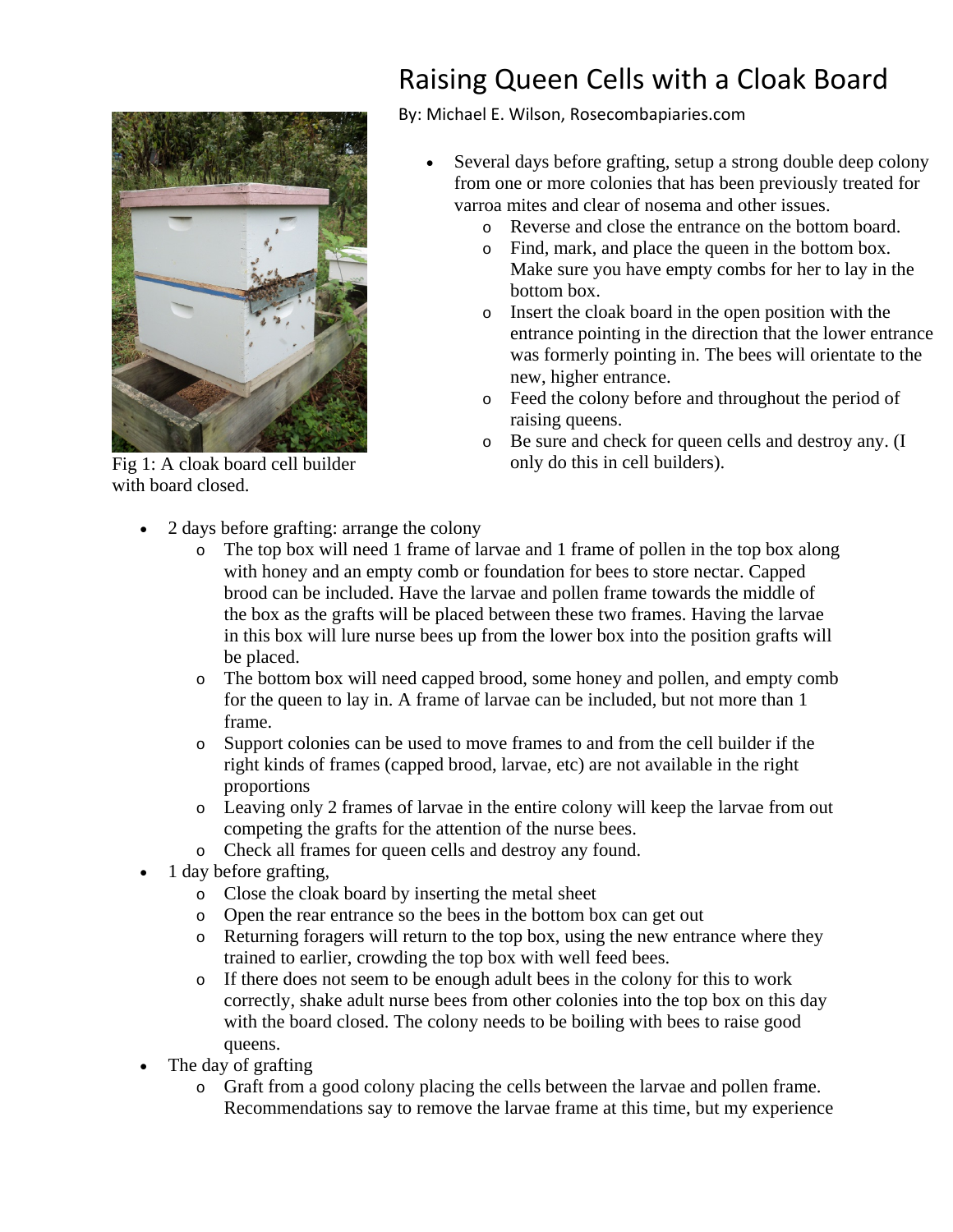# Raising Queen Cells with a Cloak Board

By: Michael E. Wilson, Rosecombapiaries.com

Fig 1: A cloak board cell builder with board closed.

- Several days before grafting, setup a strong double deep colony from one or more colonies that has been previously treated for varroa mites and clear of nosema and other issues.
  - Reverse and close the entrance on the bottom board.
  - Find, mark, and place the queen in the bottom box. Make sure you have empty combs for her to lay in the bottom box.
  - Insert the cloak board in the open position with the entrance pointing in the direction that the lower entrance was formerly pointing in. The bees will orientate to the new, higher entrance.
  - Feed the colony before and throughout the period of raising queens.
  - Be sure and check for queen cells and destroy any. (I only do this in cell builders).
- 2 days before grafting: arrange the colony
  - The top box will need 1 frame of larvae and 1 frame of pollen in the top box along with honey and an empty comb or foundation for bees to store nectar. Capped brood can be included. Have the larvae and pollen frame towards the middle of the box as the grafts will be placed between these two frames. Having the larvae in this box will lure nurse bees up from the lower box into the position grafts will be placed.
  - The bottom box will need capped brood, some honey and pollen, and empty comb for the queen to lay in. A frame of larvae can be included, but not more than 1 frame.
  - Support colonies can be used to move frames to and from the cell builder if the right kinds of frames (capped brood, larvae, etc) are not available in the right proportions
  - Leaving only 2 frames of larvae in the entire colony will keep the larvae from out competing the grafts for the attention of the nurse bees.
  - Check all frames for queen cells and destroy any found.
- 1 day before grafting,
  - Close the cloak board by inserting the metal sheet
  - Open the rear entrance so the bees in the bottom box can get out
  - Returning foragers will return to the top box, using the new entrance where they trained to earlier, crowding the top box with well feed bees.
  - If there does not seem to be enough adult bees in the colony for this to work correctly, shake adult nurse bees from other colonies into the top box on this day with the board closed. The colony needs to be boiling with bees to raise good queens.
- The day of grafting
  - Graft from a good colony placing the cells between the larvae and pollen frame. Recommendations say to remove the larvae frame at this time, but my experience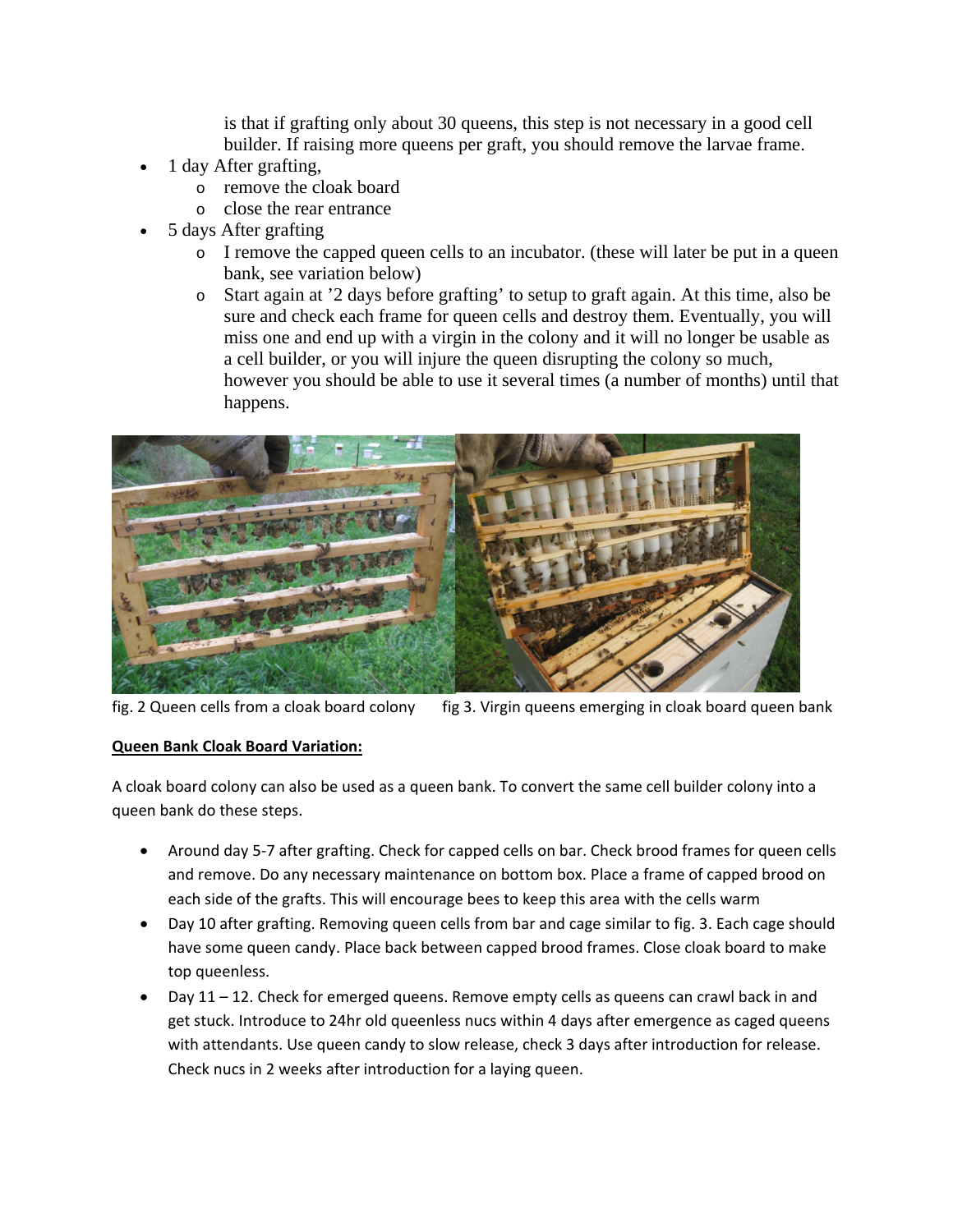is that if grafting only about 30 queens, this step is not necessary in a good cell builder. If raising more queens per graft, you should remove the larvae frame.

- 1 day After grafting,
  - remove the cloak board
  - close the rear entrance
- 5 days After grafting
  - I remove the capped queen cells to an incubator. (these will later be put in a queen bank, see variation below)
  - Start again at '2 days before grafting' to setup to graft again. At this time, also be sure and check each frame for queen cells and destroy them. Eventually, you will miss one and end up with a virgin in the colony and it will no longer be usable as a cell builder, or you will injure the queen disrupting the colony so much, however you should be able to use it several times (a number of months) until that happens.

fig. 2 Queen cells from a cloak board colony

fig 3. Virgin queens emerging in cloak board queen bank

**Queen Bank Cloak Board Variation:**

A cloak board colony can also be used as a queen bank. To convert the same cell builder colony into a queen bank do these steps.

- Around day 5-7 after grafting. Check for capped cells on bar. Check brood frames for queen cells and remove. Do any necessary maintenance on bottom box. Place a frame of capped brood on each side of the grafts. This will encourage bees to keep this area with the cells warm
- Day 10 after grafting. Removing queen cells from bar and cage similar to fig. 3. Each cage should have some queen candy. Place back between capped brood frames. Close cloak board to make top queenless.
- Day 11 – 12. Check for emerged queens. Remove empty cells as queens can crawl back in and get stuck. Introduce to 24hr old queenless nucs within 4 days after emergence as caged queens with attendants. Use queen candy to slow release, check 3 days after introduction for release. Check nucs in 2 weeks after introduction for a laying queen.